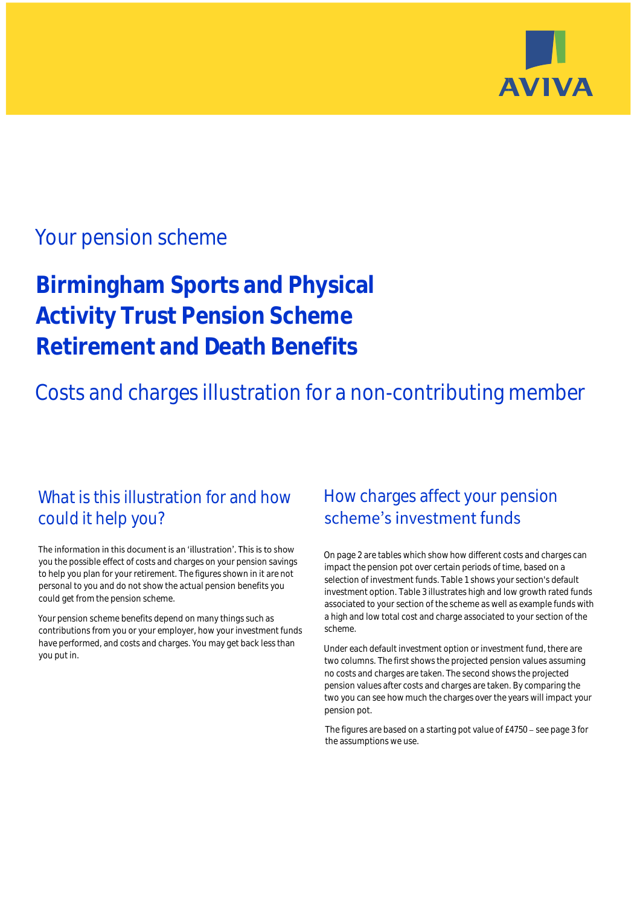AVIVA

## Your pension scheme

# Birmingham Sports and Physical Activity Trust Pension Scheme Retirement and Death Benefits

## Costs and charges illustration for a non-contributing member

### What is this illustration for and how could it help you?

The information in this document is an 'illustration'. This is to show you the possible effect of costs and charges on your pension savings to help you plan for your retirement. The figures shown in it are not personal to you and do not show the actual pension benefits you could get from the pension scheme.

Your pension scheme benefits depend on many things such as contributions from you or your employer, how your investment funds have performed, and costs and charges. You may get back less than you put in.

### How charges affect your pension scheme's investment funds

On page 2 are tables which show how different costs and charges can impact the pension pot over certain periods of time, based on a selection of investment funds. Table 1 shows your section's default investment option. Table 3 illustrates high and low growth rated funds associated to your section of the scheme as well as example funds with a high and low total cost and charge associated to your section of the scheme.

Under each default investment option or investment fund, there are two columns. The first shows the projected pension values assuming no costs and charges are taken. The second shows the projected pension values after costs and charges are taken. By comparing the two you can see how much the charges over the years will impact your pension pot.

The figures are based on a starting pot value of £4750 – see page 3 for the assumptions we use.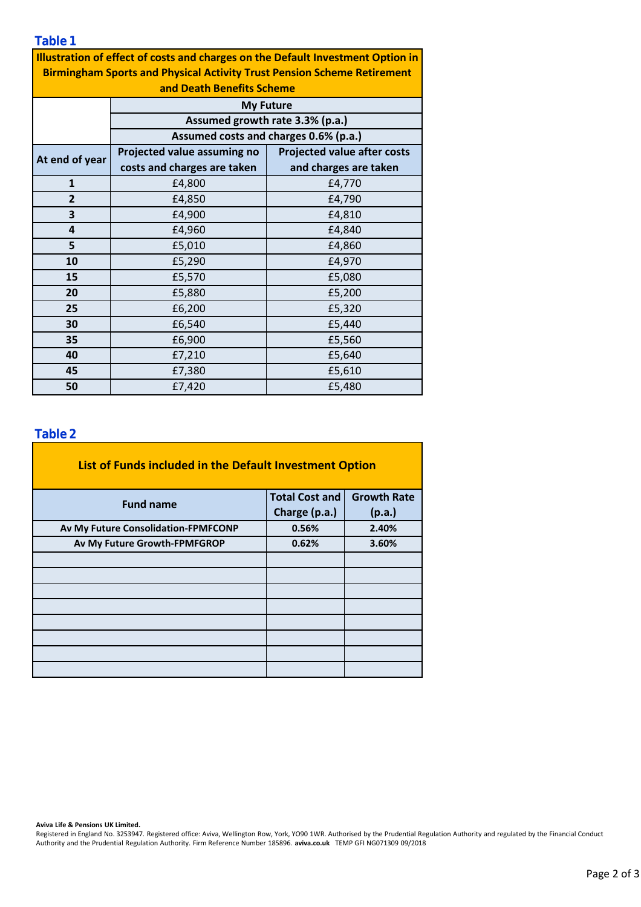## Table 1

| Illustration of effect of costs and charges on the Default Investment Option in Birmingham Sports and Physical Activity Trust Pension Scheme Retirement and Death Benefits Scheme | | |
|---|---|---|
| | My Future | |
| | Assumed growth rate 3.3% (p.a.) | |
| | Assumed costs and charges 0.6% (p.a.) | |
| At end of year | Projected value assuming no costs and charges are taken | Projected value after costs and charges are taken |
| 1 | £4,800 | £4,770 |
| 2 | £4,850 | £4,790 |
| 3 | £4,900 | £4,810 |
| 4 | £4,960 | £4,840 |
| 5 | £5,010 | £4,860 |
| 10 | £5,290 | £4,970 |
| 15 | £5,570 | £5,080 |
| 20 | £5,880 | £5,200 |
| 25 | £6,200 | £5,320 |
| 30 | £6,540 | £5,440 |
| 35 | £6,900 | £5,560 |
| 40 | £7,210 | £5,640 |
| 45 | £7,380 | £5,610 |
| 50 | £7,420 | £5,480 |

## Table 2

**List of Funds included in the Default Investment Option**

| Fund name | Total Cost and Charge (p.a.) | Growth Rate (p.a.) |
|---|---|---|
| Av My Future Consolidation-FPMFCONP | 0.56% | 2.40% |
| Av My Future Growth-FPMFGROP | 0.62% | 3.60% |
| | | |
| | | |
| | | |
| | | |
| | | |
| | | |
| | | |
| | | |

**Aviva Life & Pensions UK Limited.**
Registered in England No. 3253947. Registered office: Aviva, Wellington Row, York, YO90 1WR. Authorised by the Prudential Regulation Authority and regulated by the Financial Conduct Authority and the Prudential Regulation Authority. Firm Reference Number 185896. **aviva.co.uk** TEMP GFI NG071309 09/2018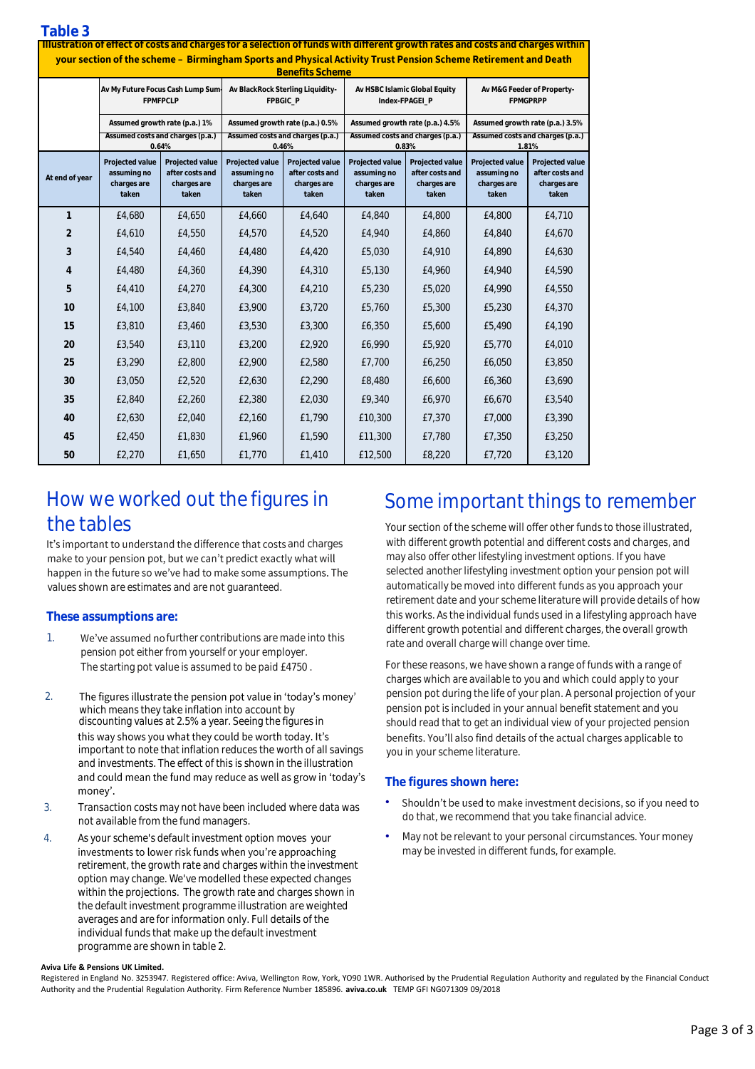## Table 3

| Illustration of effect of costs and charges for a selection of funds with different growth rates and costs and charges within your section of the scheme – Birmingham Sports and Physical Activity Trust Pension Scheme Retirement and Death Benefits Scheme | | | | | | | | |
|---|---|---|---|---|---|---|---|---|
| | Av My Future Focus Cash Lump Sum-FPMFPCLP | | Av BlackRock Sterling Liquidity-FPBGIC_P | | Av HSBC Islamic Global Equity Index-FPAGEI_P | | Av M&G Feeder of Property-FPMGPRPP | |
| | Assumed growth rate (p.a.) 1% | | Assumed growth rate (p.a.) 0.5% | | Assumed growth rate (p.a.) 4.5% | | Assumed growth rate (p.a.) 3.5% | |
| | Assumed costs and charges (p.a.) 0.64% | | Assumed costs and charges (p.a.) 0.46% | | Assumed costs and charges (p.a.) 0.83% | | Assumed costs and charges (p.a.) 1.81% | |
| At end of year | Projected value assuming no charges are taken | Projected value after costs and charges are taken | Projected value assuming no charges are taken | Projected value after costs and charges are taken | Projected value assuming no charges are taken | Projected value after costs and charges are taken | Projected value assuming no charges are taken | Projected value after costs and charges are taken |
| 1 | £4,680 | £4,650 | £4,660 | £4,640 | £4,840 | £4,800 | £4,800 | £4,710 |
| 2 | £4,610 | £4,550 | £4,570 | £4,520 | £4,940 | £4,860 | £4,840 | £4,670 |
| 3 | £4,540 | £4,460 | £4,480 | £4,420 | £5,030 | £4,910 | £4,890 | £4,630 |
| 4 | £4,480 | £4,360 | £4,390 | £4,310 | £5,130 | £4,960 | £4,940 | £4,590 |
| 5 | £4,410 | £4,270 | £4,300 | £4,210 | £5,230 | £5,020 | £4,990 | £4,550 |
| 10 | £4,100 | £3,840 | £3,900 | £3,720 | £5,760 | £5,300 | £5,230 | £4,370 |
| 15 | £3,810 | £3,460 | £3,530 | £3,300 | £6,350 | £5,600 | £5,490 | £4,190 |
| 20 | £3,540 | £3,110 | £3,200 | £2,920 | £6,990 | £5,920 | £5,770 | £4,010 |
| 25 | £3,290 | £2,800 | £2,900 | £2,580 | £7,700 | £6,250 | £6,050 | £3,850 |
| 30 | £3,050 | £2,520 | £2,630 | £2,290 | £8,480 | £6,600 | £6,360 | £3,690 |
| 35 | £2,840 | £2,260 | £2,380 | £2,030 | £9,340 | £6,970 | £6,670 | £3,540 |
| 40 | £2,630 | £2,040 | £2,160 | £1,790 | £10,300 | £7,370 | £7,000 | £3,390 |
| 45 | £2,450 | £1,830 | £1,960 | £1,590 | £11,300 | £7,780 | £7,350 | £3,250 |
| 50 | £2,270 | £1,650 | £1,770 | £1,410 | £12,500 | £8,220 | £7,720 | £3,120 |

# How we worked out the figures in the tables

It's important to understand the difference that costs and charges make to your pension pot, but we can't predict exactly what will happen in the future so we've had to make some assumptions. The values shown are estimates and are not guaranteed.

### These assumptions are:

1. We've assumed no further contributions are made into this pension pot either from yourself or your employer. The starting pot value is assumed to be paid £4750 .
2. The figures illustrate the pension pot value in 'today's money' which means they take inflation into account by discounting values at 2.5% a year. Seeing the figures in this way shows you what they could be worth today. It's important to note that inflation reduces the worth of all savings and investments. The effect of this is shown in the illustration and could mean the fund may reduce as well as grow in 'today's money'.
3. Transaction costs may not have been included where data was not available from the fund managers.
4. As your scheme's default investment option moves your investments to lower risk funds when you're approaching retirement, the growth rate and charges within the investment option may change. We've modelled these expected changes within the projections. The growth rate and charges shown in the default investment programme illustration are weighted averages and are for information only. Full details of the individual funds that make up the default investment programme are shown in table 2.

# Some important things to remember

Your section of the scheme will offer other funds to those illustrated, with different growth potential and different costs and charges, and may also offer other lifestyling investment options. If you have selected another lifestyling investment option your pension pot will automatically be moved into different funds as you approach your retirement date and your scheme literature will provide details of how this works. As the individual funds used in a lifestyling approach have different growth potential and different charges, the overall growth rate and overall charge will change over time.

For these reasons, we have shown a range of funds with a range of charges which are available to you and which could apply to your pension pot during the life of your plan. A personal projection of your pension pot is included in your annual benefit statement and you should read that to get an individual view of your projected pension benefits. You'll also find details of the actual charges applicable to you in your scheme literature.

### The figures shown here:

- Shouldn't be used to make investment decisions, so if you need to do that, we recommend that you take financial advice.
- May not be relevant to your personal circumstances. Your money may be invested in different funds, for example.

**Aviva Life & Pensions UK Limited.**
Registered in England No. 3253947. Registered office: Aviva, Wellington Row, York, YO90 1WR. Authorised by the Prudential Regulation Authority and regulated by the Financial Conduct Authority and the Prudential Regulation Authority. Firm Reference Number 185896. **aviva.co.uk** TEMP GFI NG071309 09/2018